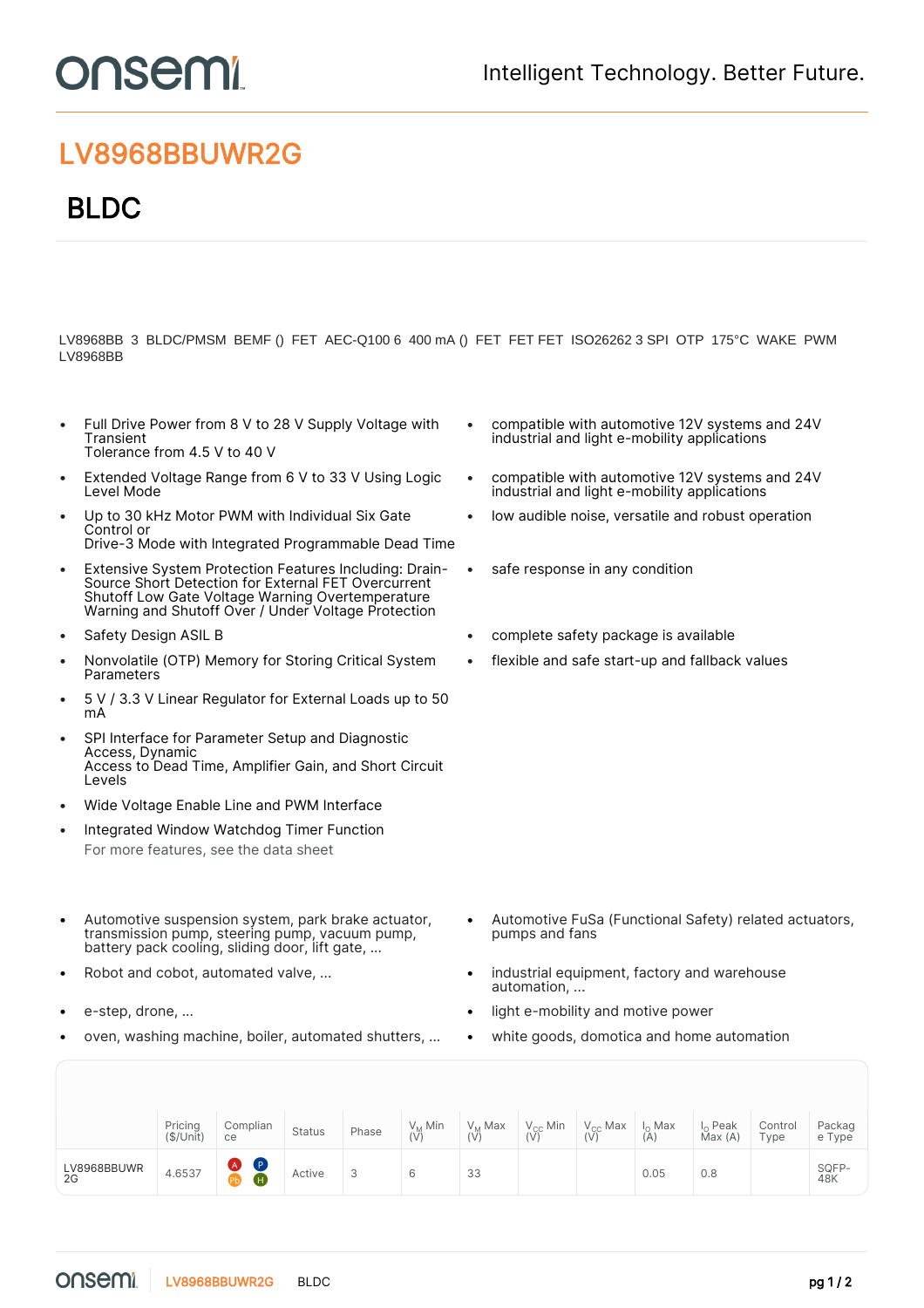# LV8968BBUWR2G

## BLDC

LV8968BB 3 BLDC/PMSM BEMF () FET AEC-Q100 6 400 mA () FET FET FET ISO26262 3 SPI OTP 175°C WAKE PWM LV8968BB

- Full Drive Power from 8 V to 28 V Supply Voltage with Transient Tolerance from 4.5 V to 40 V
- Extended Voltage Range from 6 V to 33 V Using Logic Level Mode
- Up to 30 kHz Motor PWM with Individual Six Gate Control or Drive-3 Mode with Integrated Programmable Dead Time
- Extensive System Protection Features Including: Drain-Source Short Detection for External FET Overcurrent Shutoff Low Gate Voltage Warning Overtemperature Warning and Shutoff Over / Under Voltage Protection
- Safety Design ASIL B
- Nonvolatile (OTP) Memory for Storing Critical System Parameters
- 5 V / 3.3 V Linear Regulator for External Loads up to 50 mA
- SPI Interface for Parameter Setup and Diagnostic Access, Dynamic Access to Dead Time, Amplifier Gain, and Short Circuit Levels
- Wide Voltage Enable Line and PWM Interface
- Integrated Window Watchdog Timer Function

For more features, see the data sheet

- compatible with automotive 12V systems and 24V industrial and light e-mobility applications
- compatible with automotive 12V systems and 24V industrial and light e-mobility applications
- low audible noise, versatile and robust operation
- safe response in any condition
- complete safety package is available
- flexible and safe start-up and fallback values

- Automotive suspension system, park brake actuator, transmission pump, steering pump, vacuum pump, battery pack cooling, sliding door, lift gate, ...
- Robot and cobot, automated valve, ...
- e-step, drone, ...
- oven, washing machine, boiler, automated shutters, ...

- Automotive FuSa (Functional Safety) related actuators, pumps and fans
- industrial equipment, factory and warehouse automation, ...
- light e-mobility and motive power
- white goods, domotica and home automation

| | Pricing ($/Unit) | Compliance | Status | Phase | $V_M$ Min (V) | $V_M$ Max (V) | $V_{CC}$ Min (V) | $V_{CC}$ Max (V) | $I_O$ Max (A) | $I_O$ Peak Max (A) | Control Type | Package Type |
|---|---|---|---|---|---|---|---|---|---|---|---|---|
| LV8968BBUWR2G | 4.6537 | A P Pb H | Active | 3 | 6 | 33 | | | 0.05 | 0.8 | | SQFP-48K |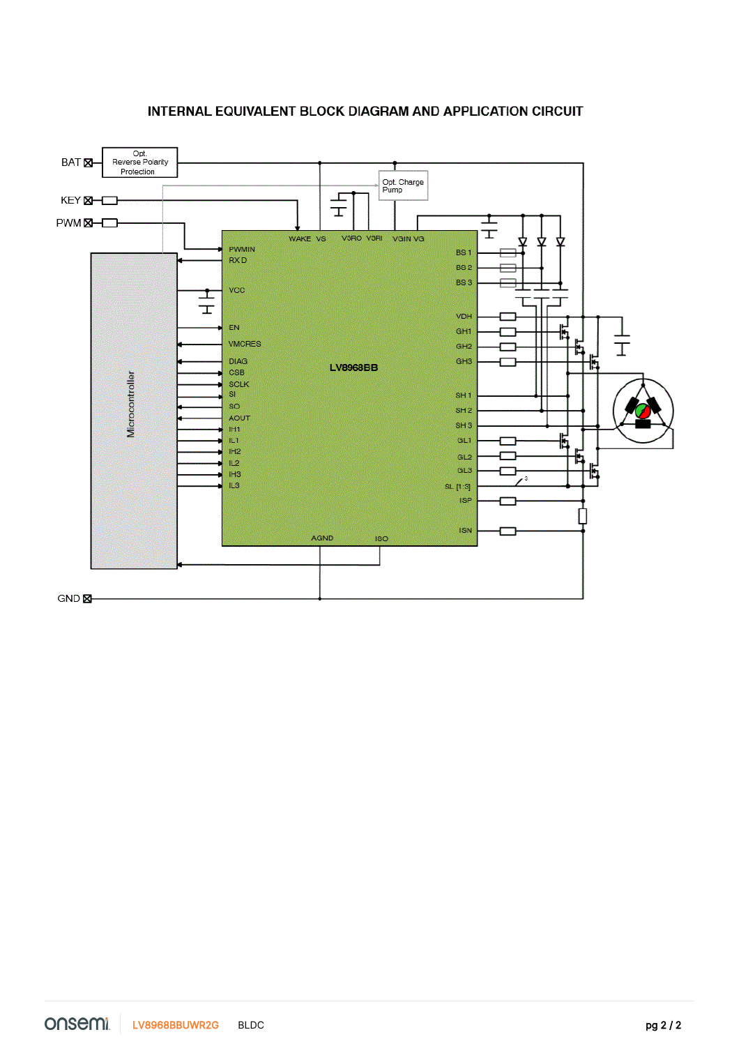# INTERNAL EQUIVALENT BLOCK DIAGRAM AND APPLICATION CIRCUIT

BAT

Opt. Reverse Polarity Protection

KEY

PWM

Opt. Charge Pump

WAKE VS V3RO V3RI VGIN VG

PWMIN

RXD

VCC

EN

VMCRES

DIAG

CSB

SCLK

SI

SO

AOUT

IH1

IL1

IH2

IL2

IH3

IL3

Microcontroller

LV8968BB

BS 1

BS 2

BS 3

VDH

GH1

GH2

GH3

SH 1

SH 2

SH 3

GL1

GL2

GL3

SL [1:3]

3

ISP

ISN

AGND ISO

GND